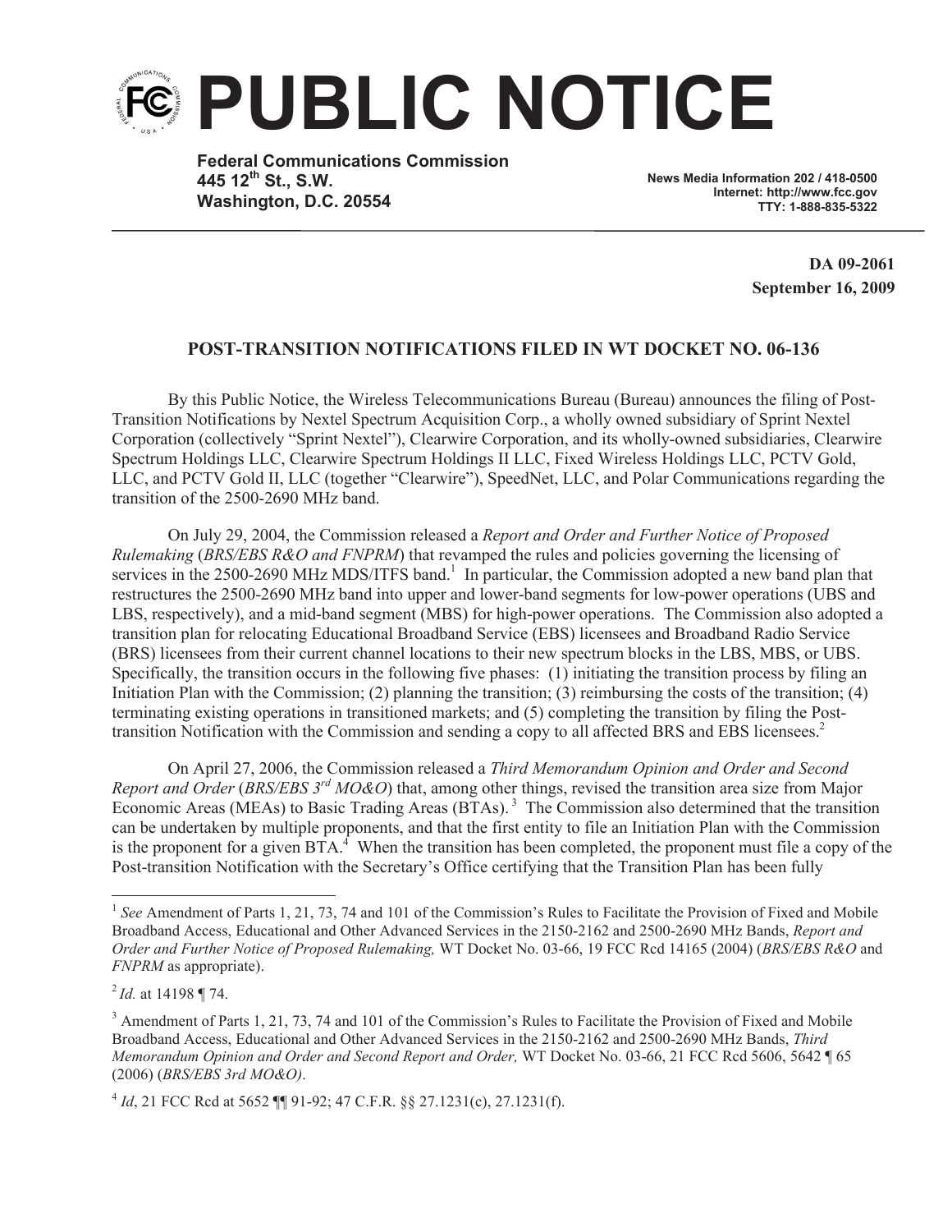# PUBLIC NOTICE

**Federal Communications Commission**
**445 12th St., S.W.**
**Washington, D.C. 20554**

**News Media Information 202 / 418-0500**
**Internet: http://www.fcc.gov**
**TTY: 1-888-835-5322**

**DA 09-2061**
**September 16, 2009**

## POST-TRANSITION NOTIFICATIONS FILED IN WT DOCKET NO. 06-136

By this Public Notice, the Wireless Telecommunications Bureau (Bureau) announces the filing of Post-Transition Notifications by Nextel Spectrum Acquisition Corp., a wholly owned subsidiary of Sprint Nextel Corporation (collectively "Sprint Nextel"), Clearwire Corporation, and its wholly-owned subsidiaries, Clearwire Spectrum Holdings LLC, Clearwire Spectrum Holdings II LLC, Fixed Wireless Holdings LLC, PCTV Gold, LLC, and PCTV Gold II, LLC (together "Clearwire"), SpeedNet, LLC, and Polar Communications regarding the transition of the 2500-2690 MHz band.

On July 29, 2004, the Commission released a *Report and Order and Further Notice of Proposed Rulemaking* (*BRS/EBS R&O and FNPRM*) that revamped the rules and policies governing the licensing of services in the 2500-2690 MHz MDS/ITFS band.[1] In particular, the Commission adopted a new band plan that restructures the 2500-2690 MHz band into upper and lower-band segments for low-power operations (UBS and LBS, respectively), and a mid-band segment (MBS) for high-power operations. The Commission also adopted a transition plan for relocating Educational Broadband Service (EBS) licensees and Broadband Radio Service (BRS) licensees from their current channel locations to their new spectrum blocks in the LBS, MBS, or UBS. Specifically, the transition occurs in the following five phases: (1) initiating the transition process by filing an Initiation Plan with the Commission; (2) planning the transition; (3) reimbursing the costs of the transition; (4) terminating existing operations in transitioned markets; and (5) completing the transition by filing the Post-transition Notification with the Commission and sending a copy to all affected BRS and EBS licensees.[2]

On April 27, 2006, the Commission released a *Third Memorandum Opinion and Order and Second Report and Order* (*BRS/EBS 3rd MO&O*) that, among other things, revised the transition area size from Major Economic Areas (MEAs) to Basic Trading Areas (BTAs).[3] The Commission also determined that the transition can be undertaken by multiple proponents, and that the first entity to file an Initiation Plan with the Commission is the proponent for a given BTA.[4] When the transition has been completed, the proponent must file a copy of the Post-transition Notification with the Secretary's Office certifying that the Transition Plan has been fully

---

[1] *See* Amendment of Parts 1, 21, 73, 74 and 101 of the Commission's Rules to Facilitate the Provision of Fixed and Mobile Broadband Access, Educational and Other Advanced Services in the 2150-2162 and 2500-2690 MHz Bands, *Report and Order and Further Notice of Proposed Rulemaking,* WT Docket No. 03-66, 19 FCC Rcd 14165 (2004) (*BRS/EBS R&O* and *FNPRM* as appropriate).

[2] *Id.* at 14198 ¶ 74.

[3] Amendment of Parts 1, 21, 73, 74 and 101 of the Commission's Rules to Facilitate the Provision of Fixed and Mobile Broadband Access, Educational and Other Advanced Services in the 2150-2162 and 2500-2690 MHz Bands, *Third Memorandum Opinion and Order and Second Report and Order,* WT Docket No. 03-66, 21 FCC Rcd 5606, 5642 ¶ 65 (2006) (*BRS/EBS 3rd MO&O)*.

[4] *Id*, 21 FCC Rcd at 5652 ¶¶ 91-92; 47 C.F.R. §§ 27.1231(c), 27.1231(f).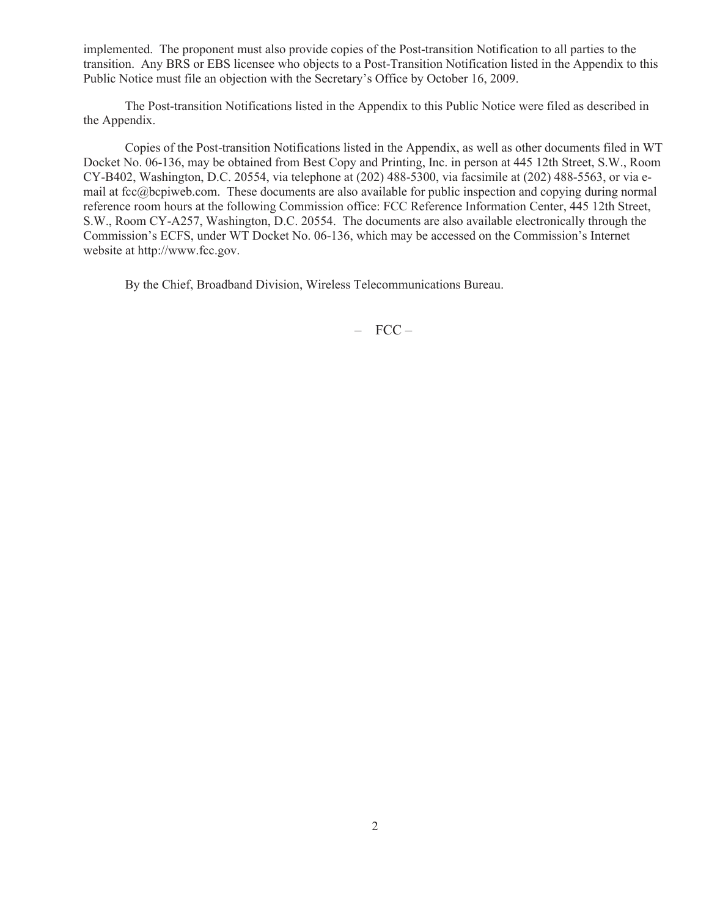implemented. The proponent must also provide copies of the Post-transition Notification to all parties to the transition. Any BRS or EBS licensee who objects to a Post-Transition Notification listed in the Appendix to this Public Notice must file an objection with the Secretary's Office by October 16, 2009.

The Post-transition Notifications listed in the Appendix to this Public Notice were filed as described in the Appendix.

Copies of the Post-transition Notifications listed in the Appendix, as well as other documents filed in WT Docket No. 06-136, may be obtained from Best Copy and Printing, Inc. in person at 445 12th Street, S.W., Room CY-B402, Washington, D.C. 20554, via telephone at (202) 488-5300, via facsimile at (202) 488-5563, or via e-mail at fcc@bcpiweb.com. These documents are also available for public inspection and copying during normal reference room hours at the following Commission office: FCC Reference Information Center, 445 12th Street, S.W., Room CY-A257, Washington, D.C. 20554. The documents are also available electronically through the Commission's ECFS, under WT Docket No. 06-136, which may be accessed on the Commission's Internet website at http://www.fcc.gov.

By the Chief, Broadband Division, Wireless Telecommunications Bureau.

– FCC –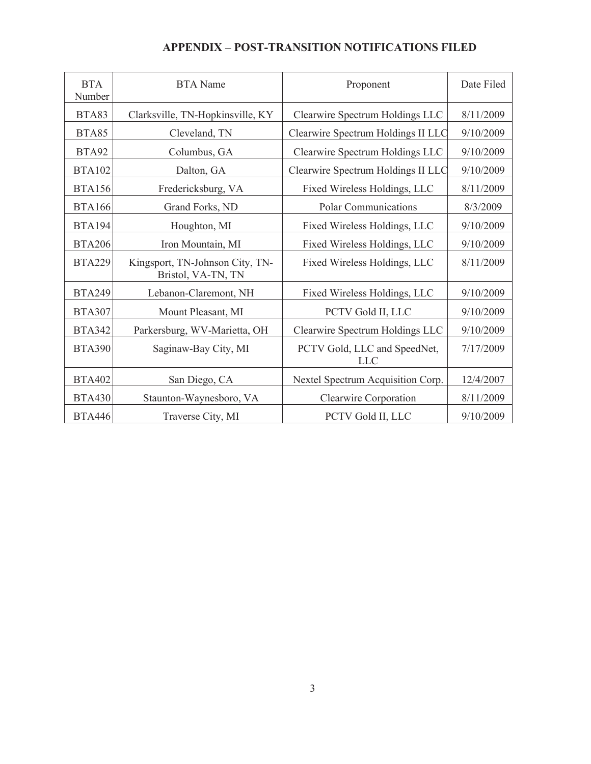## APPENDIX – POST-TRANSITION NOTIFICATIONS FILED

| BTA Number | BTA Name | Proponent | Date Filed |
|---|---|---|---|
| BTA83 | Clarksville, TN-Hopkinsville, KY | Clearwire Spectrum Holdings LLC | 8/11/2009 |
| BTA85 | Cleveland, TN | Clearwire Spectrum Holdings II LLC | 9/10/2009 |
| BTA92 | Columbus, GA | Clearwire Spectrum Holdings LLC | 9/10/2009 |
| BTA102 | Dalton, GA | Clearwire Spectrum Holdings II LLC | 9/10/2009 |
| BTA156 | Fredericksburg, VA | Fixed Wireless Holdings, LLC | 8/11/2009 |
| BTA166 | Grand Forks, ND | Polar Communications | 8/3/2009 |
| BTA194 | Houghton, MI | Fixed Wireless Holdings, LLC | 9/10/2009 |
| BTA206 | Iron Mountain, MI | Fixed Wireless Holdings, LLC | 9/10/2009 |
| BTA229 | Kingsport, TN-Johnson City, TN-Bristol, VA-TN, TN | Fixed Wireless Holdings, LLC | 8/11/2009 |
| BTA249 | Lebanon-Claremont, NH | Fixed Wireless Holdings, LLC | 9/10/2009 |
| BTA307 | Mount Pleasant, MI | PCTV Gold II, LLC | 9/10/2009 |
| BTA342 | Parkersburg, WV-Marietta, OH | Clearwire Spectrum Holdings LLC | 9/10/2009 |
| BTA390 | Saginaw-Bay City, MI | PCTV Gold, LLC and SpeedNet, LLC | 7/17/2009 |
| BTA402 | San Diego, CA | Nextel Spectrum Acquisition Corp. | 12/4/2007 |
| BTA430 | Staunton-Waynesboro, VA | Clearwire Corporation | 8/11/2009 |
| BTA446 | Traverse City, MI | PCTV Gold II, LLC | 9/10/2009 |